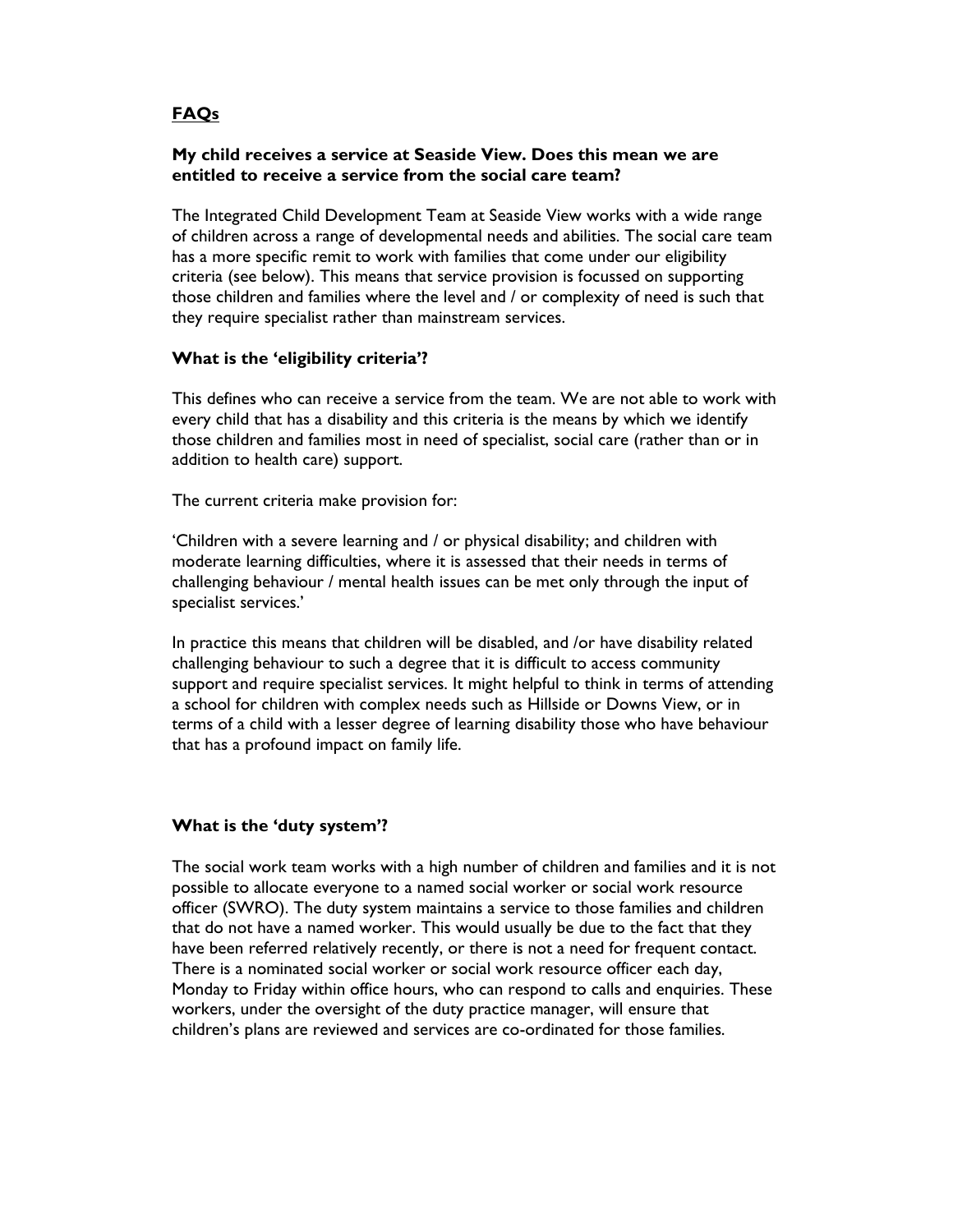## FAQs

### My child receives a service at Seaside View. Does this mean we are entitled to receive a service from the social care team?

The Integrated Child Development Team at Seaside View works with a wide range of children across a range of developmental needs and abilities. The social care team has a more specific remit to work with families that come under our eligibility criteria (see below). This means that service provision is focussed on supporting those children and families where the level and / or complexity of need is such that they require specialist rather than mainstream services.

### What is the 'eligibility criteria'?

This defines who can receive a service from the team. We are not able to work with every child that has a disability and this criteria is the means by which we identify those children and families most in need of specialist, social care (rather than or in addition to health care) support.

The current criteria make provision for:

'Children with a severe learning and / or physical disability; and children with moderate learning difficulties, where it is assessed that their needs in terms of challenging behaviour / mental health issues can be met only through the input of specialist services.'

In practice this means that children will be disabled, and /or have disability related challenging behaviour to such a degree that it is difficult to access community support and require specialist services. It might helpful to think in terms of attending a school for children with complex needs such as Hillside or Downs View, or in terms of a child with a lesser degree of learning disability those who have behaviour that has a profound impact on family life.

### What is the 'duty system'?

The social work team works with a high number of children and families and it is not possible to allocate everyone to a named social worker or social work resource officer (SWRO). The duty system maintains a service to those families and children that do not have a named worker. This would usually be due to the fact that they have been referred relatively recently, or there is not a need for frequent contact. There is a nominated social worker or social work resource officer each day, Monday to Friday within office hours, who can respond to calls and enquiries. These workers, under the oversight of the duty practice manager, will ensure that children's plans are reviewed and services are co-ordinated for those families.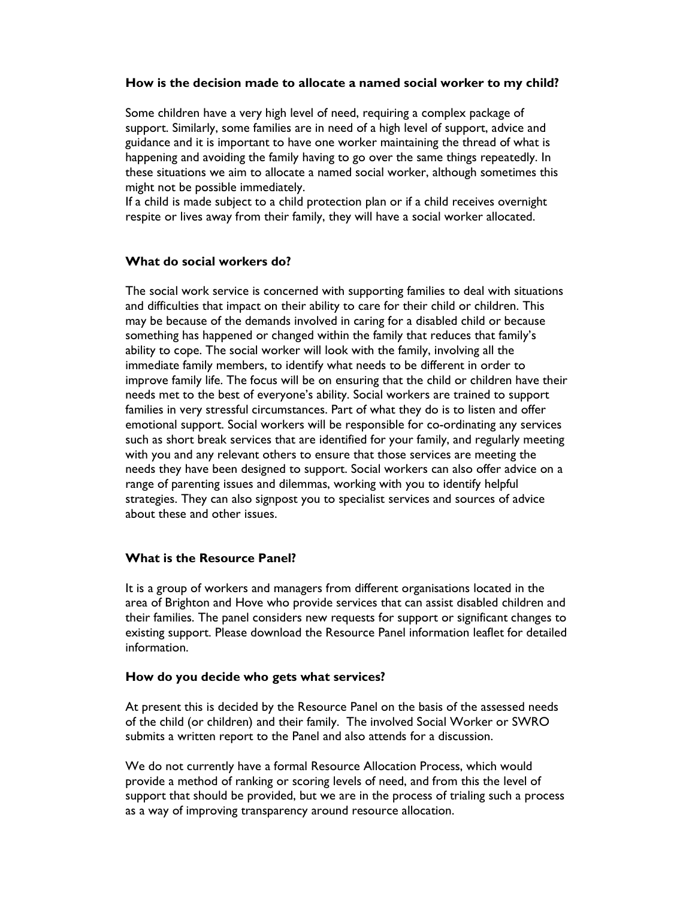### How is the decision made to allocate a named social worker to my child?

Some children have a very high level of need, requiring a complex package of support. Similarly, some families are in need of a high level of support, advice and guidance and it is important to have one worker maintaining the thread of what is happening and avoiding the family having to go over the same things repeatedly. In these situations we aim to allocate a named social worker, although sometimes this might not be possible immediately.
If a child is made subject to a child protection plan or if a child receives overnight respite or lives away from their family, they will have a social worker allocated.

### What do social workers do?

The social work service is concerned with supporting families to deal with situations and difficulties that impact on their ability to care for their child or children. This may be because of the demands involved in caring for a disabled child or because something has happened or changed within the family that reduces that family's ability to cope. The social worker will look with the family, involving all the immediate family members, to identify what needs to be different in order to improve family life. The focus will be on ensuring that the child or children have their needs met to the best of everyone's ability. Social workers are trained to support families in very stressful circumstances. Part of what they do is to listen and offer emotional support. Social workers will be responsible for co-ordinating any services such as short break services that are identified for your family, and regularly meeting with you and any relevant others to ensure that those services are meeting the needs they have been designed to support. Social workers can also offer advice on a range of parenting issues and dilemmas, working with you to identify helpful strategies. They can also signpost you to specialist services and sources of advice about these and other issues.

### What is the Resource Panel?

It is a group of workers and managers from different organisations located in the area of Brighton and Hove who provide services that can assist disabled children and their families. The panel considers new requests for support or significant changes to existing support. Please download the Resource Panel information leaflet for detailed information.

### How do you decide who gets what services?

At present this is decided by the Resource Panel on the basis of the assessed needs of the child (or children) and their family. The involved Social Worker or SWRO submits a written report to the Panel and also attends for a discussion.

We do not currently have a formal Resource Allocation Process, which would provide a method of ranking or scoring levels of need, and from this the level of support that should be provided, but we are in the process of trialing such a process as a way of improving transparency around resource allocation.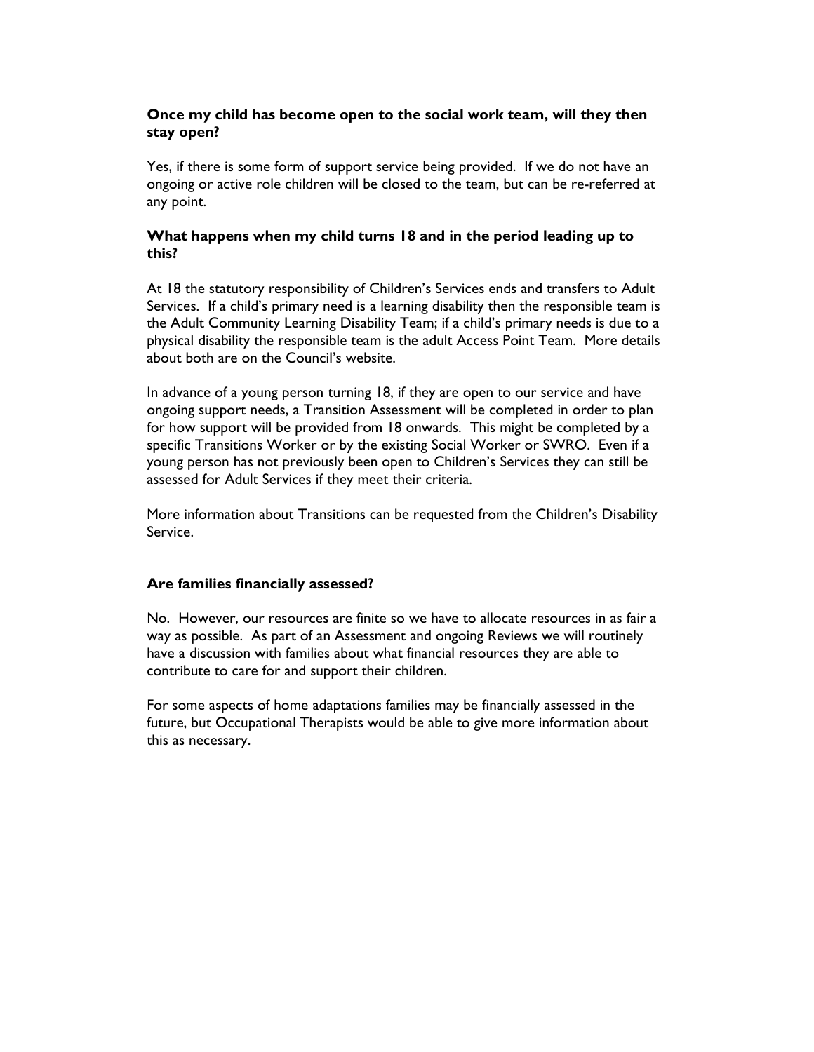**Once my child has become open to the social work team, will they then stay open?**

Yes, if there is some form of support service being provided. If we do not have an ongoing or active role children will be closed to the team, but can be re-referred at any point.

**What happens when my child turns 18 and in the period leading up to this?**

At 18 the statutory responsibility of Children's Services ends and transfers to Adult Services. If a child's primary need is a learning disability then the responsible team is the Adult Community Learning Disability Team; if a child's primary needs is due to a physical disability the responsible team is the adult Access Point Team. More details about both are on the Council's website.

In advance of a young person turning 18, if they are open to our service and have ongoing support needs, a Transition Assessment will be completed in order to plan for how support will be provided from 18 onwards. This might be completed by a specific Transitions Worker or by the existing Social Worker or SWRO. Even if a young person has not previously been open to Children's Services they can still be assessed for Adult Services if they meet their criteria.

More information about Transitions can be requested from the Children's Disability Service.

**Are families financially assessed?**

No. However, our resources are finite so we have to allocate resources in as fair a way as possible. As part of an Assessment and ongoing Reviews we will routinely have a discussion with families about what financial resources they are able to contribute to care for and support their children.

For some aspects of home adaptations families may be financially assessed in the future, but Occupational Therapists would be able to give more information about this as necessary.